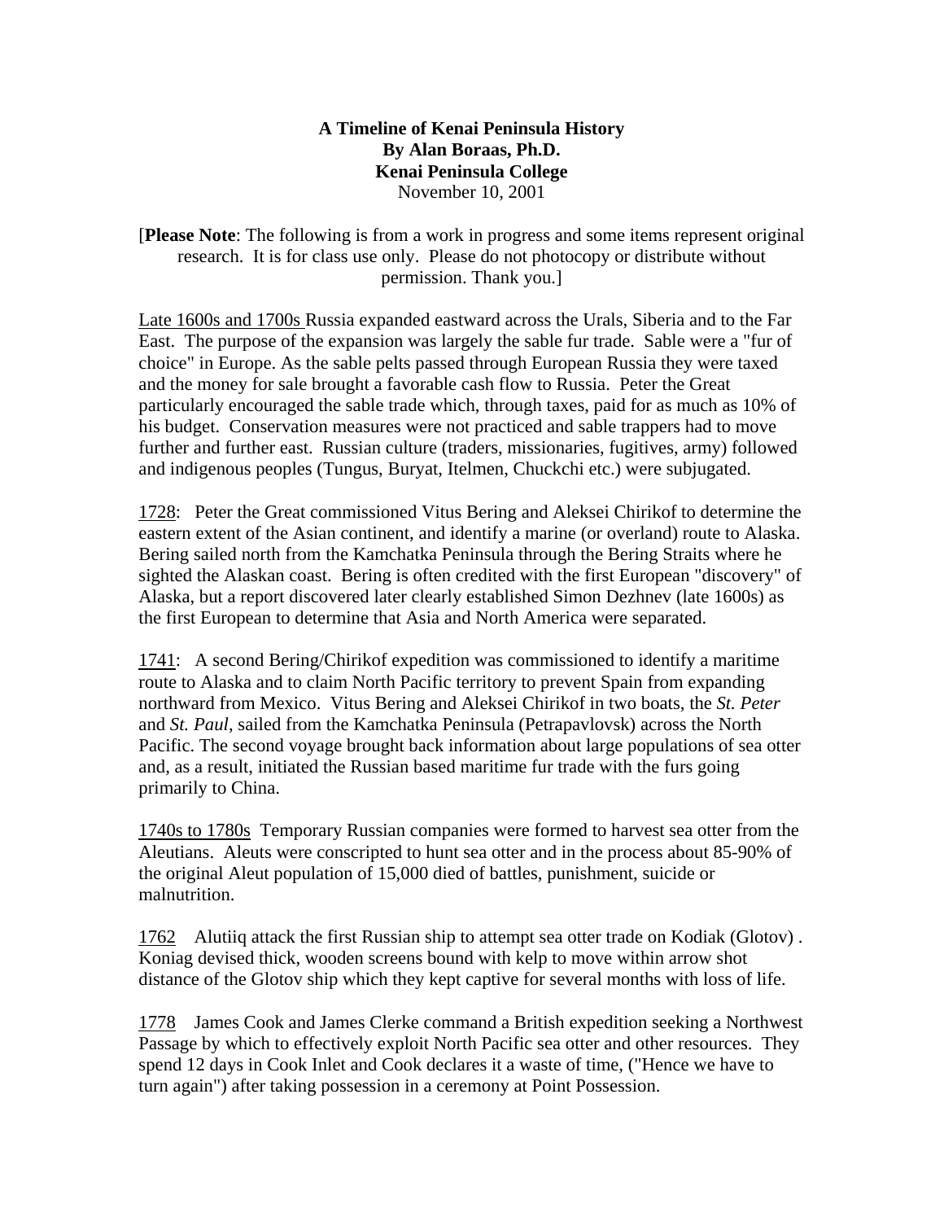**A Timeline of Kenai Peninsula History**
**By Alan Boraas, Ph.D.**
**Kenai Peninsula College**
November 10, 2001

[**Please Note**: The following is from a work in progress and some items represent original research. It is for class use only. Please do not photocopy or distribute without permission. Thank you.]

<u>Late 1600s and 1700s</u> Russia expanded eastward across the Urals, Siberia and to the Far East. The purpose of the expansion was largely the sable fur trade. Sable were a "fur of choice" in Europe. As the sable pelts passed through European Russia they were taxed and the money for sale brought a favorable cash flow to Russia. Peter the Great particularly encouraged the sable trade which, through taxes, paid for as much as 10% of his budget. Conservation measures were not practiced and sable trappers had to move further and further east. Russian culture (traders, missionaries, fugitives, army) followed and indigenous peoples (Tungus, Buryat, Itelmen, Chuckchi etc.) were subjugated.

<u>1728</u>: Peter the Great commissioned Vitus Bering and Aleksei Chirikof to determine the eastern extent of the Asian continent, and identify a marine (or overland) route to Alaska. Bering sailed north from the Kamchatka Peninsula through the Bering Straits where he sighted the Alaskan coast. Bering is often credited with the first European "discovery" of Alaska, but a report discovered later clearly established Simon Dezhnev (late 1600s) as the first European to determine that Asia and North America were separated.

<u>1741</u>: A second Bering/Chirikof expedition was commissioned to identify a maritime route to Alaska and to claim North Pacific territory to prevent Spain from expanding northward from Mexico. Vitus Bering and Aleksei Chirikof in two boats, the *St. Peter* and *St. Paul*, sailed from the Kamchatka Peninsula (Petrapavlovsk) across the North Pacific. The second voyage brought back information about large populations of sea otter and, as a result, initiated the Russian based maritime fur trade with the furs going primarily to China.

<u>1740s to 1780s</u> Temporary Russian companies were formed to harvest sea otter from the Aleutians. Aleuts were conscripted to hunt sea otter and in the process about 85-90% of the original Aleut population of 15,000 died of battles, punishment, suicide or malnutrition.

<u>1762</u> Alutiiq attack the first Russian ship to attempt sea otter trade on Kodiak (Glotov) . Koniag devised thick, wooden screens bound with kelp to move within arrow shot distance of the Glotov ship which they kept captive for several months with loss of life.

<u>1778</u> James Cook and James Clerke command a British expedition seeking a Northwest Passage by which to effectively exploit North Pacific sea otter and other resources. They spend 12 days in Cook Inlet and Cook declares it a waste of time, ("Hence we have to turn again") after taking possession in a ceremony at Point Possession.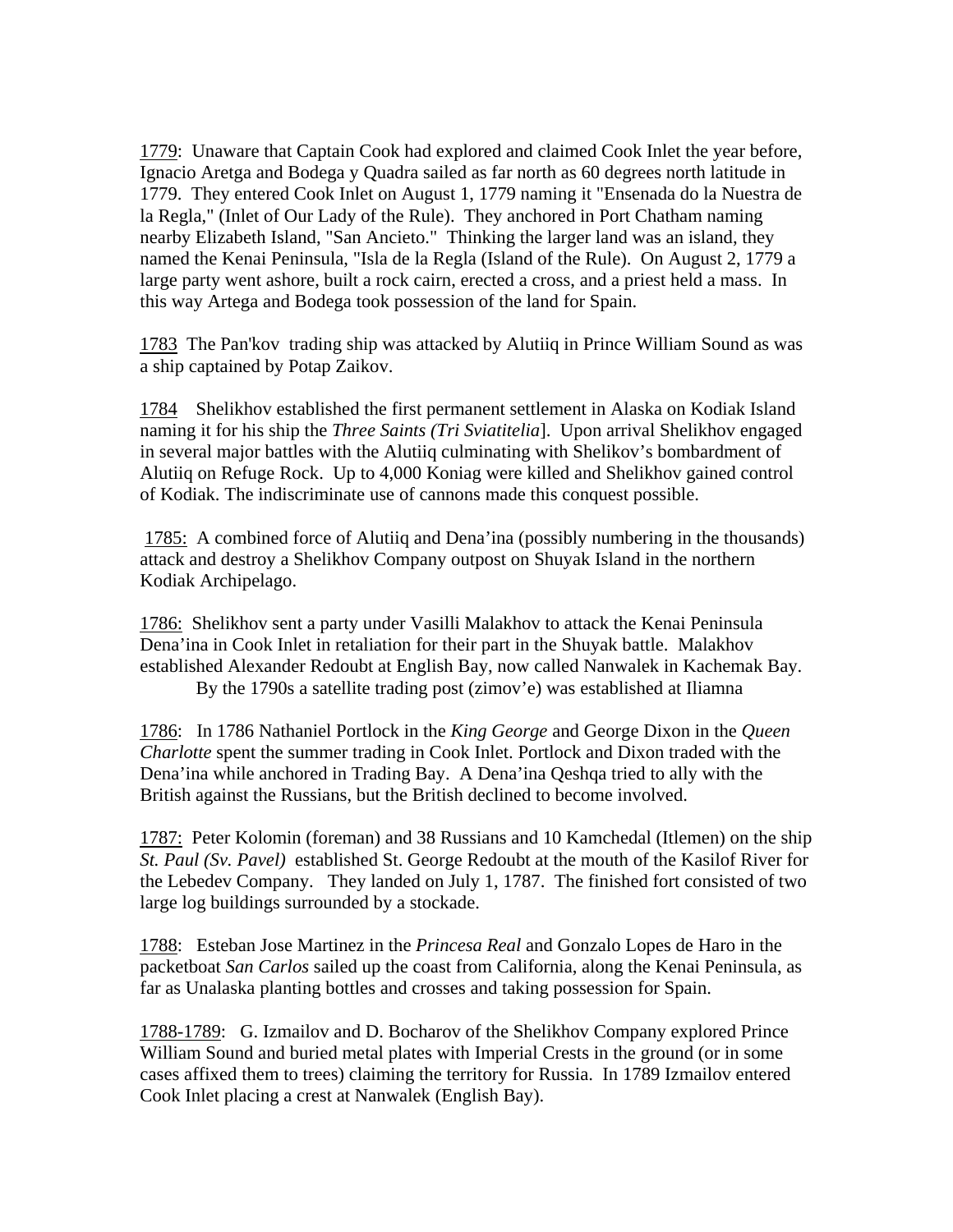1779:  Unaware that Captain Cook had explored and claimed Cook Inlet the year before, Ignacio Aretga and Bodega y Quadra sailed as far north as 60 degrees north latitude in 1779.  They entered Cook Inlet on August 1, 1779 naming it "Ensenada do la Nuestra de la Regla," (Inlet of Our Lady of the Rule).  They anchored in Port Chatham naming nearby Elizabeth Island, "San Ancieto."  Thinking the larger land was an island, they named the Kenai Peninsula, "Isla de la Regla (Island of the Rule).  On August 2, 1779 a large party went ashore, built a rock cairn, erected a cross, and a priest held a mass.  In this way Artega and Bodega took possession of the land for Spain.

1783  The Pan'kov  trading ship was attacked by Alutiiq in Prince William Sound as was a ship captained by Potap Zaikov.

1784    Shelikhov established the first permanent settlement in Alaska on Kodiak Island naming it for his ship the *Three Saints (Tri Sviatitelia*].  Upon arrival Shelikhov engaged in several major battles with the Alutiiq culminating with Shelikov's bombardment of Alutiiq on Refuge Rock.  Up to 4,000 Koniag were killed and Shelikhov gained control of Kodiak. The indiscriminate use of cannons made this conquest possible.

1785:  A combined force of Alutiiq and Dena'ina (possibly numbering in the thousands) attack and destroy a Shelikhov Company outpost on Shuyak Island in the northern Kodiak Archipelago.

1786:  Shelikhov sent a party under Vasilli Malakhov to attack the Kenai Peninsula Dena'ina in Cook Inlet in retaliation for their part in the Shuyak battle.  Malakhov established Alexander Redoubt at English Bay, now called Nanwalek in Kachemak Bay.
By the 1790s a satellite trading post (zimov'e) was established at Iliamna

1786:   In 1786 Nathaniel Portlock in the *King George* and George Dixon in the *Queen Charlotte* spent the summer trading in Cook Inlet. Portlock and Dixon traded with the Dena'ina while anchored in Trading Bay.  A Dena'ina Qeshqa tried to ally with the British against the Russians, but the British declined to become involved.

1787:  Peter Kolomin (foreman) and 38 Russians and 10 Kamchedal (Itlemen) on the ship *St. Paul (Sv. Pavel)*  established St. George Redoubt at the mouth of the Kasilof River for the Lebedev Company.   They landed on July 1, 1787.  The finished fort consisted of two large log buildings surrounded by a stockade.

1788:   Esteban Jose Martinez in the *Princesa Real* and Gonzalo Lopes de Haro in the packetboat *San Carlos* sailed up the coast from California, along the Kenai Peninsula, as far as Unalaska planting bottles and crosses and taking possession for Spain.

1788-1789:   G. Izmailov and D. Bocharov of the Shelikhov Company explored Prince William Sound and buried metal plates with Imperial Crests in the ground (or in some cases affixed them to trees) claiming the territory for Russia.  In 1789 Izmailov entered Cook Inlet placing a crest at Nanwalek (English Bay).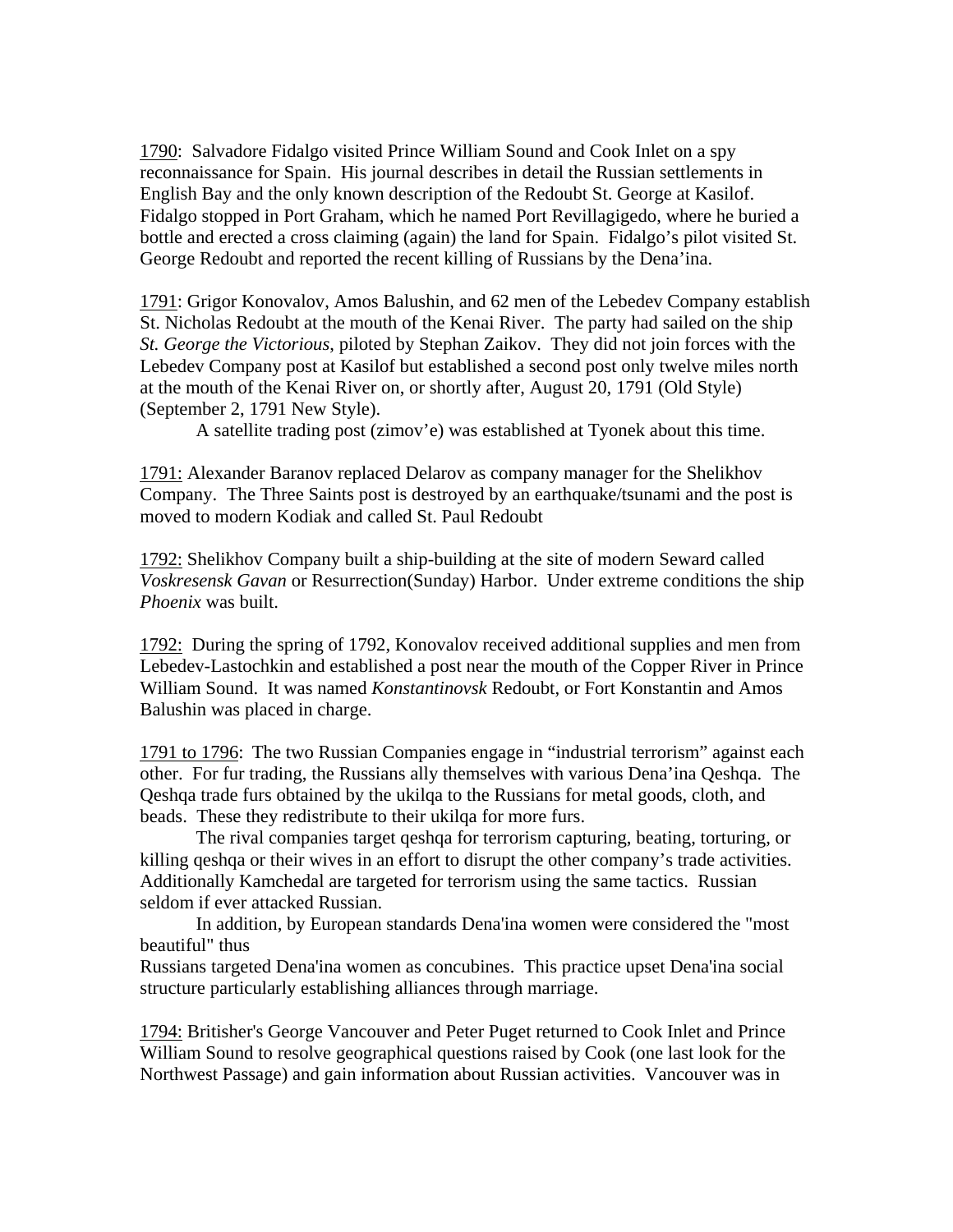1790: Salvadore Fidalgo visited Prince William Sound and Cook Inlet on a spy reconnaissance for Spain. His journal describes in detail the Russian settlements in English Bay and the only known description of the Redoubt St. George at Kasilof. Fidalgo stopped in Port Graham, which he named Port Revillagigedo, where he buried a bottle and erected a cross claiming (again) the land for Spain. Fidalgo's pilot visited St. George Redoubt and reported the recent killing of Russians by the Dena'ina.

1791: Grigor Konovalov, Amos Balushin, and 62 men of the Lebedev Company establish St. Nicholas Redoubt at the mouth of the Kenai River. The party had sailed on the ship *St. George the Victorious*, piloted by Stephan Zaikov. They did not join forces with the Lebedev Company post at Kasilof but established a second post only twelve miles north at the mouth of the Kenai River on, or shortly after, August 20, 1791 (Old Style) (September 2, 1791 New Style).

A satellite trading post (zimov'e) was established at Tyonek about this time.

1791: Alexander Baranov replaced Delarov as company manager for the Shelikhov Company. The Three Saints post is destroyed by an earthquake/tsunami and the post is moved to modern Kodiak and called St. Paul Redoubt

1792: Shelikhov Company built a ship-building at the site of modern Seward called *Voskresensk Gavan* or Resurrection(Sunday) Harbor. Under extreme conditions the ship *Phoenix* was built.

1792: During the spring of 1792, Konovalov received additional supplies and men from Lebedev-Lastochkin and established a post near the mouth of the Copper River in Prince William Sound. It was named *Konstantinovsk* Redoubt, or Fort Konstantin and Amos Balushin was placed in charge.

1791 to 1796: The two Russian Companies engage in "industrial terrorism" against each other. For fur trading, the Russians ally themselves with various Dena'ina Qeshqa. The Qeshqa trade furs obtained by the ukilqa to the Russians for metal goods, cloth, and beads. These they redistribute to their ukilqa for more furs.

The rival companies target qeshqa for terrorism capturing, beating, torturing, or killing qeshqa or their wives in an effort to disrupt the other company's trade activities. Additionally Kamchedal are targeted for terrorism using the same tactics. Russian seldom if ever attacked Russian.

In addition, by European standards Dena'ina women were considered the "most beautiful" thus Russians targeted Dena'ina women as concubines. This practice upset Dena'ina social structure particularly establishing alliances through marriage.

1794: Britisher's George Vancouver and Peter Puget returned to Cook Inlet and Prince William Sound to resolve geographical questions raised by Cook (one last look for the Northwest Passage) and gain information about Russian activities. Vancouver was in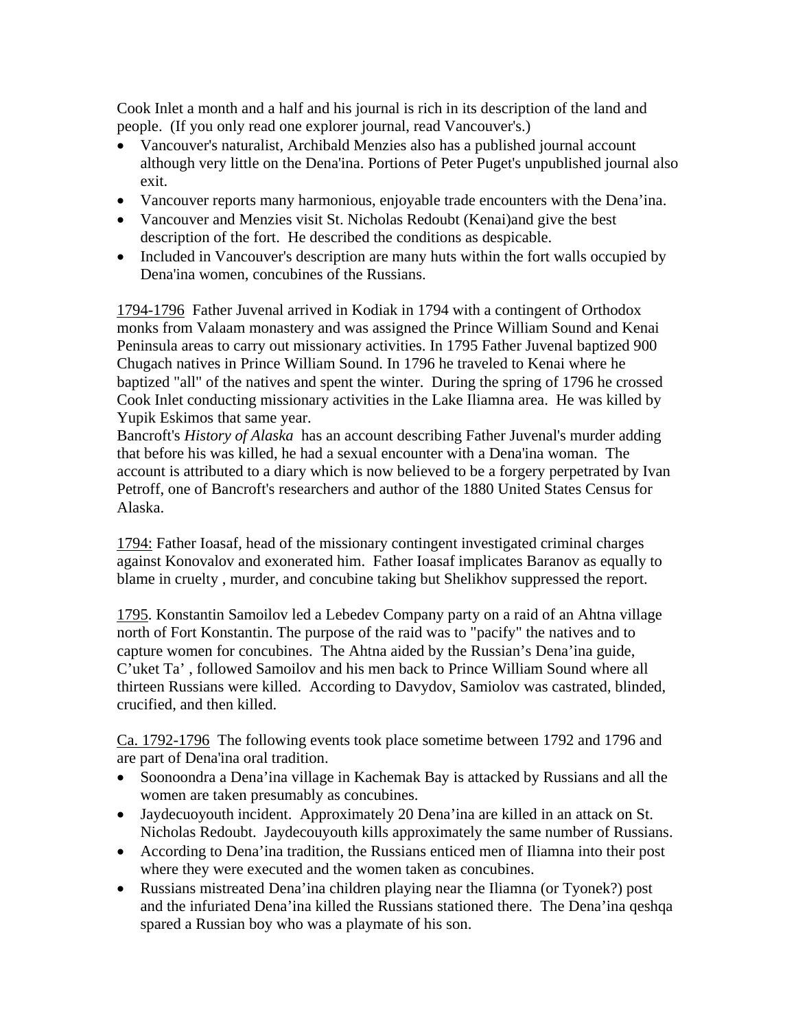Cook Inlet a month and a half and his journal is rich in its description of the land and people. (If you only read one explorer journal, read Vancouver's.)

- Vancouver's naturalist, Archibald Menzies also has a published journal account although very little on the Dena'ina. Portions of Peter Puget's unpublished journal also exit.
- Vancouver reports many harmonious, enjoyable trade encounters with the Dena'ina.
- Vancouver and Menzies visit St. Nicholas Redoubt (Kenai)and give the best description of the fort. He described the conditions as despicable.
- Included in Vancouver's description are many huts within the fort walls occupied by Dena'ina women, concubines of the Russians.

1794-1796 Father Juvenal arrived in Kodiak in 1794 with a contingent of Orthodox monks from Valaam monastery and was assigned the Prince William Sound and Kenai Peninsula areas to carry out missionary activities. In 1795 Father Juvenal baptized 900 Chugach natives in Prince William Sound. In 1796 he traveled to Kenai where he baptized "all" of the natives and spent the winter. During the spring of 1796 he crossed Cook Inlet conducting missionary activities in the Lake Iliamna area. He was killed by Yupik Eskimos that same year.

Bancroft's *History of Alaska* has an account describing Father Juvenal's murder adding that before his was killed, he had a sexual encounter with a Dena'ina woman. The account is attributed to a diary which is now believed to be a forgery perpetrated by Ivan Petroff, one of Bancroft's researchers and author of the 1880 United States Census for Alaska.

1794: Father Ioasaf, head of the missionary contingent investigated criminal charges against Konovalov and exonerated him. Father Ioasaf implicates Baranov as equally to blame in cruelty , murder, and concubine taking but Shelikhov suppressed the report.

1795. Konstantin Samoilov led a Lebedev Company party on a raid of an Ahtna village north of Fort Konstantin. The purpose of the raid was to "pacify" the natives and to capture women for concubines. The Ahtna aided by the Russian's Dena'ina guide, C'uket Ta' , followed Samoilov and his men back to Prince William Sound where all thirteen Russians were killed. According to Davydov, Samiolov was castrated, blinded, crucified, and then killed.

Ca. 1792-1796 The following events took place sometime between 1792 and 1796 and are part of Dena'ina oral tradition.

- Soonoondra a Dena'ina village in Kachemak Bay is attacked by Russians and all the women are taken presumably as concubines.
- Jaydecuoyouth incident. Approximately 20 Dena'ina are killed in an attack on St. Nicholas Redoubt. Jaydecouyouth kills approximately the same number of Russians.
- According to Dena'ina tradition, the Russians enticed men of Iliamna into their post where they were executed and the women taken as concubines.
- Russians mistreated Dena'ina children playing near the Iliamna (or Tyonek?) post and the infuriated Dena'ina killed the Russians stationed there. The Dena'ina qeshqa spared a Russian boy who was a playmate of his son.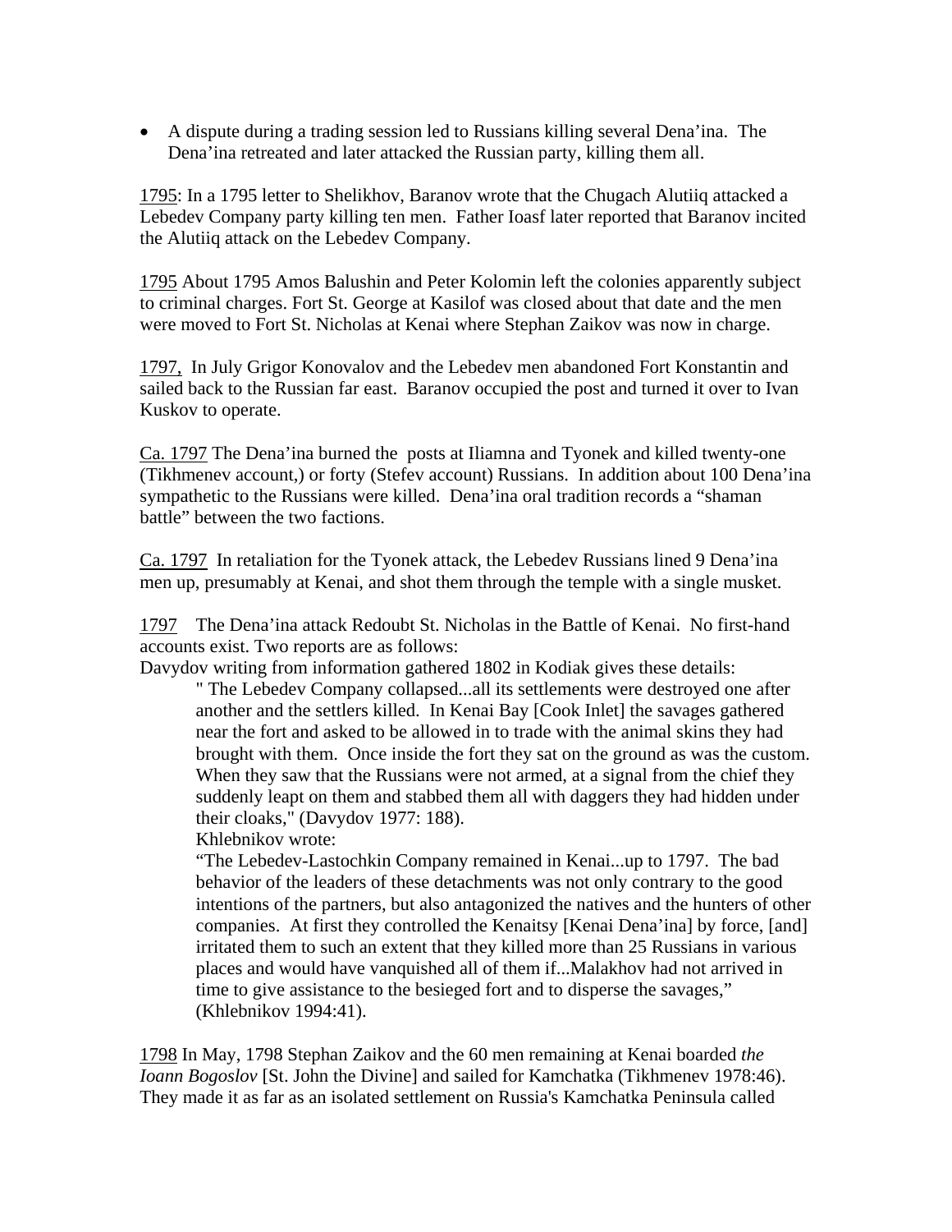- A dispute during a trading session led to Russians killing several Dena'ina. The Dena'ina retreated and later attacked the Russian party, killing them all.

1795: In a 1795 letter to Shelikhov, Baranov wrote that the Chugach Alutiiq attacked a Lebedev Company party killing ten men. Father Ioasf later reported that Baranov incited the Alutiiq attack on the Lebedev Company.

1795 About 1795 Amos Balushin and Peter Kolomin left the colonies apparently subject to criminal charges. Fort St. George at Kasilof was closed about that date and the men were moved to Fort St. Nicholas at Kenai where Stephan Zaikov was now in charge.

1797, In July Grigor Konovalov and the Lebedev men abandoned Fort Konstantin and sailed back to the Russian far east. Baranov occupied the post and turned it over to Ivan Kuskov to operate.

Ca. 1797 The Dena'ina burned the posts at Iliamna and Tyonek and killed twenty-one (Tikhmenev account,) or forty (Stefev account) Russians. In addition about 100 Dena'ina sympathetic to the Russians were killed. Dena'ina oral tradition records a "shaman battle" between the two factions.

Ca. 1797 In retaliation for the Tyonek attack, the Lebedev Russians lined 9 Dena'ina men up, presumably at Kenai, and shot them through the temple with a single musket.

1797 The Dena'ina attack Redoubt St. Nicholas in the Battle of Kenai. No first-hand accounts exist. Two reports are as follows:

Davydov writing from information gathered 1802 in Kodiak gives these details:

> " The Lebedev Company collapsed...all its settlements were destroyed one after another and the settlers killed. In Kenai Bay [Cook Inlet] the savages gathered near the fort and asked to be allowed in to trade with the animal skins they had brought with them. Once inside the fort they sat on the ground as was the custom. When they saw that the Russians were not armed, at a signal from the chief they suddenly leapt on them and stabbed them all with daggers they had hidden under their cloaks," (Davydov 1977: 188).
>
> Khlebnikov wrote:
>
> "The Lebedev-Lastochkin Company remained in Kenai...up to 1797. The bad behavior of the leaders of these detachments was not only contrary to the good intentions of the partners, but also antagonized the natives and the hunters of other companies. At first they controlled the Kenaitsy [Kenai Dena'ina] by force, [and] irritated them to such an extent that they killed more than 25 Russians in various places and would have vanquished all of them if...Malakhov had not arrived in time to give assistance to the besieged fort and to disperse the savages," (Khlebnikov 1994:41).

1798 In May, 1798 Stephan Zaikov and the 60 men remaining at Kenai boarded *the Ioann Bogoslov* [St. John the Divine] and sailed for Kamchatka (Tikhmenev 1978:46). They made it as far as an isolated settlement on Russia's Kamchatka Peninsula called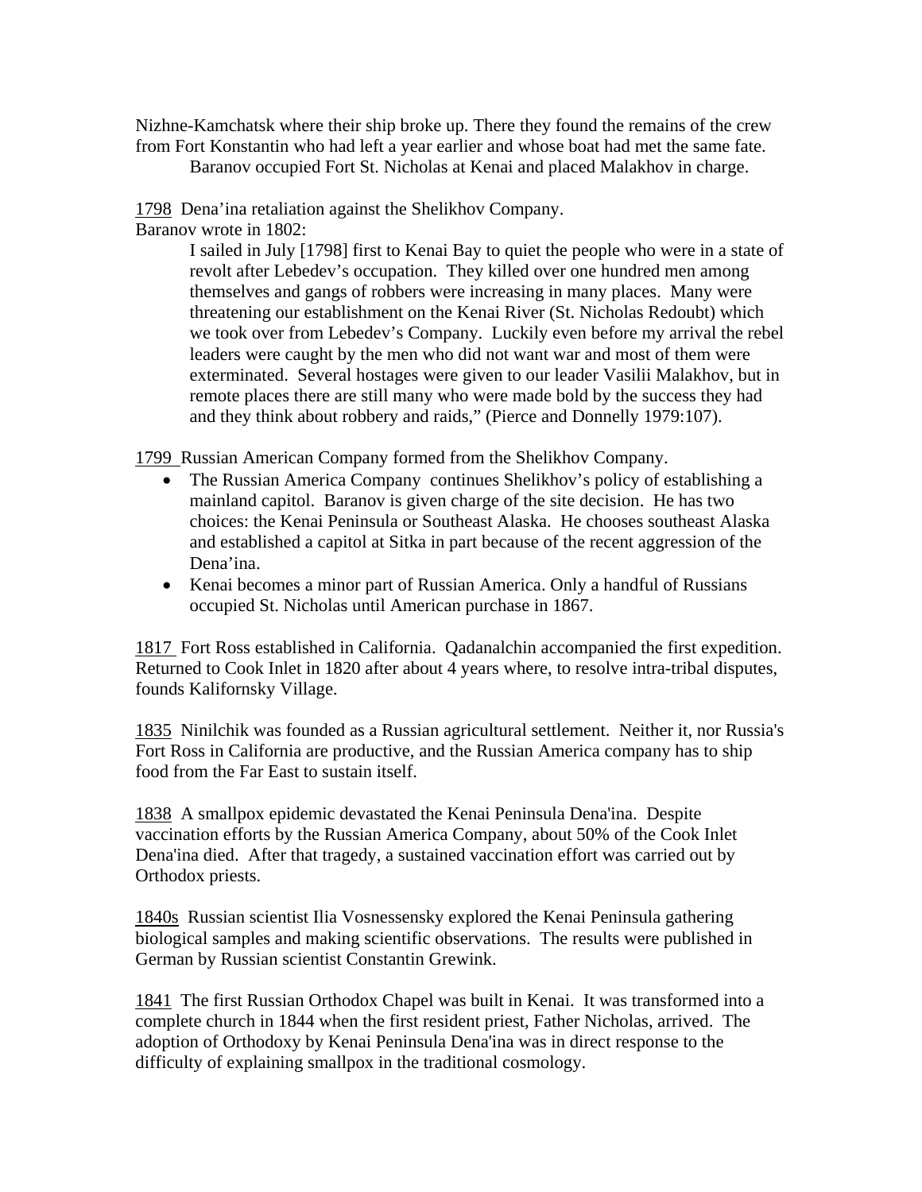Nizhne-Kamchatsk where their ship broke up. There they found the remains of the crew from Fort Konstantin who had left a year earlier and whose boat had met the same fate.

Baranov occupied Fort St. Nicholas at Kenai and placed Malakhov in charge.

1798 Dena'ina retaliation against the Shelikhov Company.
Baranov wrote in 1802:

> I sailed in July [1798] first to Kenai Bay to quiet the people who were in a state of revolt after Lebedev's occupation. They killed over one hundred men among themselves and gangs of robbers were increasing in many places. Many were threatening our establishment on the Kenai River (St. Nicholas Redoubt) which we took over from Lebedev's Company. Luckily even before my arrival the rebel leaders were caught by the men who did not want war and most of them were exterminated. Several hostages were given to our leader Vasilii Malakhov, but in remote places there are still many who were made bold by the success they had and they think about robbery and raids," (Pierce and Donnelly 1979:107).

1799 Russian American Company formed from the Shelikhov Company.

- The Russian America Company continues Shelikhov's policy of establishing a mainland capitol. Baranov is given charge of the site decision. He has two choices: the Kenai Peninsula or Southeast Alaska. He chooses southeast Alaska and established a capitol at Sitka in part because of the recent aggression of the Dena'ina.
- Kenai becomes a minor part of Russian America. Only a handful of Russians occupied St. Nicholas until American purchase in 1867.

1817 Fort Ross established in California. Qadanalchin accompanied the first expedition. Returned to Cook Inlet in 1820 after about 4 years where, to resolve intra-tribal disputes, founds Kalifornsky Village.

1835 Ninilchik was founded as a Russian agricultural settlement. Neither it, nor Russia's Fort Ross in California are productive, and the Russian America company has to ship food from the Far East to sustain itself.

1838 A smallpox epidemic devastated the Kenai Peninsula Dena'ina. Despite vaccination efforts by the Russian America Company, about 50% of the Cook Inlet Dena'ina died. After that tragedy, a sustained vaccination effort was carried out by Orthodox priests.

1840s Russian scientist Ilia Vosnessensky explored the Kenai Peninsula gathering biological samples and making scientific observations. The results were published in German by Russian scientist Constantin Grewink.

1841 The first Russian Orthodox Chapel was built in Kenai. It was transformed into a complete church in 1844 when the first resident priest, Father Nicholas, arrived. The adoption of Orthodoxy by Kenai Peninsula Dena'ina was in direct response to the difficulty of explaining smallpox in the traditional cosmology.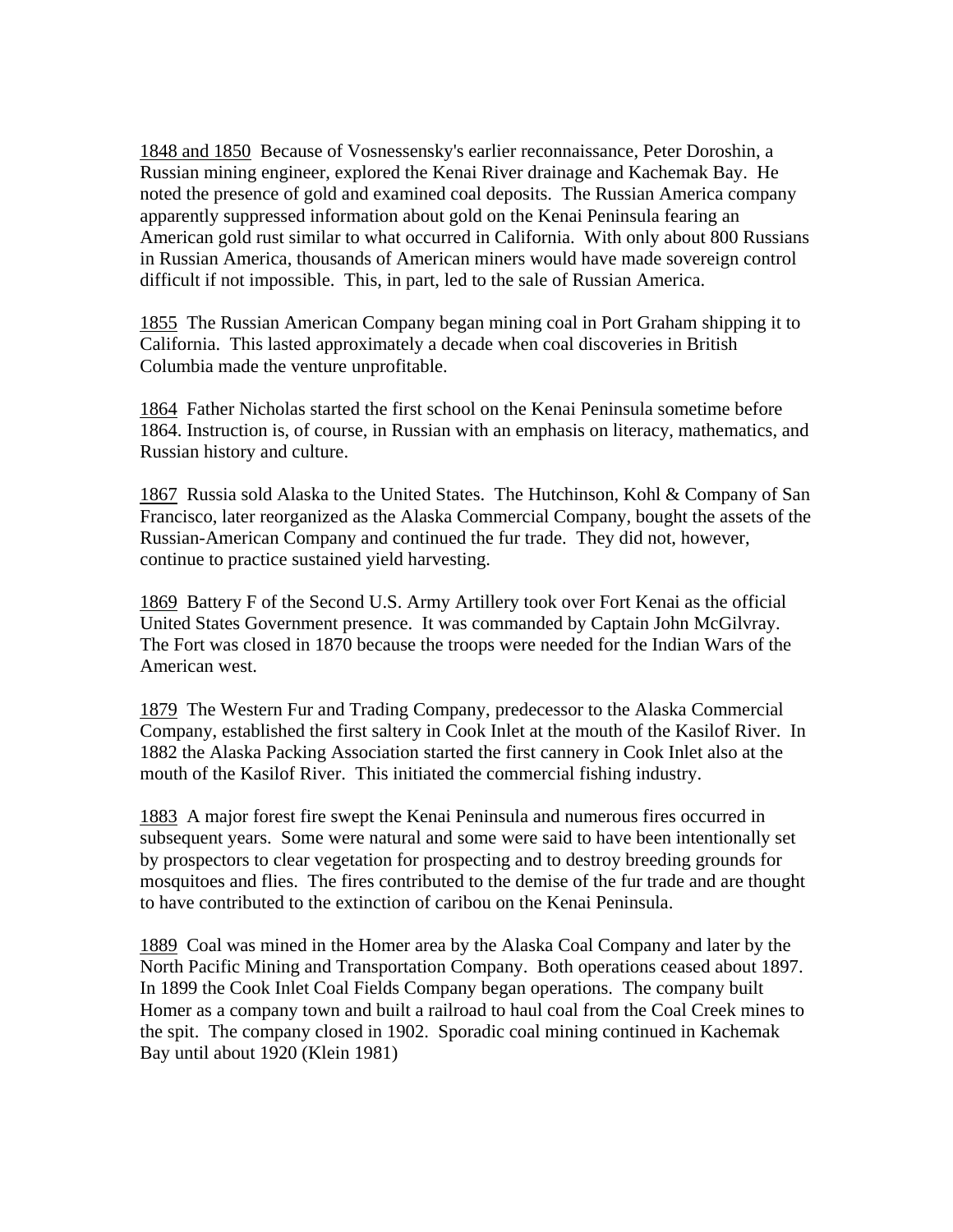<u>1848 and 1850</u> Because of Vosnessensky's earlier reconnaissance, Peter Doroshin, a Russian mining engineer, explored the Kenai River drainage and Kachemak Bay. He noted the presence of gold and examined coal deposits. The Russian America company apparently suppressed information about gold on the Kenai Peninsula fearing an American gold rust similar to what occurred in California. With only about 800 Russians in Russian America, thousands of American miners would have made sovereign control difficult if not impossible. This, in part, led to the sale of Russian America.

<u>1855</u> The Russian American Company began mining coal in Port Graham shipping it to California. This lasted approximately a decade when coal discoveries in British Columbia made the venture unprofitable.

<u>1864</u> Father Nicholas started the first school on the Kenai Peninsula sometime before 1864. Instruction is, of course, in Russian with an emphasis on literacy, mathematics, and Russian history and culture.

<u>1867</u> Russia sold Alaska to the United States. The Hutchinson, Kohl & Company of San Francisco, later reorganized as the Alaska Commercial Company, bought the assets of the Russian-American Company and continued the fur trade. They did not, however, continue to practice sustained yield harvesting.

<u>1869</u> Battery F of the Second U.S. Army Artillery took over Fort Kenai as the official United States Government presence. It was commanded by Captain John McGilvray. The Fort was closed in 1870 because the troops were needed for the Indian Wars of the American west.

<u>1879</u> The Western Fur and Trading Company, predecessor to the Alaska Commercial Company, established the first saltery in Cook Inlet at the mouth of the Kasilof River. In 1882 the Alaska Packing Association started the first cannery in Cook Inlet also at the mouth of the Kasilof River. This initiated the commercial fishing industry.

<u>1883</u> A major forest fire swept the Kenai Peninsula and numerous fires occurred in subsequent years. Some were natural and some were said to have been intentionally set by prospectors to clear vegetation for prospecting and to destroy breeding grounds for mosquitoes and flies. The fires contributed to the demise of the fur trade and are thought to have contributed to the extinction of caribou on the Kenai Peninsula.

<u>1889</u> Coal was mined in the Homer area by the Alaska Coal Company and later by the North Pacific Mining and Transportation Company. Both operations ceased about 1897. In 1899 the Cook Inlet Coal Fields Company began operations. The company built Homer as a company town and built a railroad to haul coal from the Coal Creek mines to the spit. The company closed in 1902. Sporadic coal mining continued in Kachemak Bay until about 1920 (Klein 1981)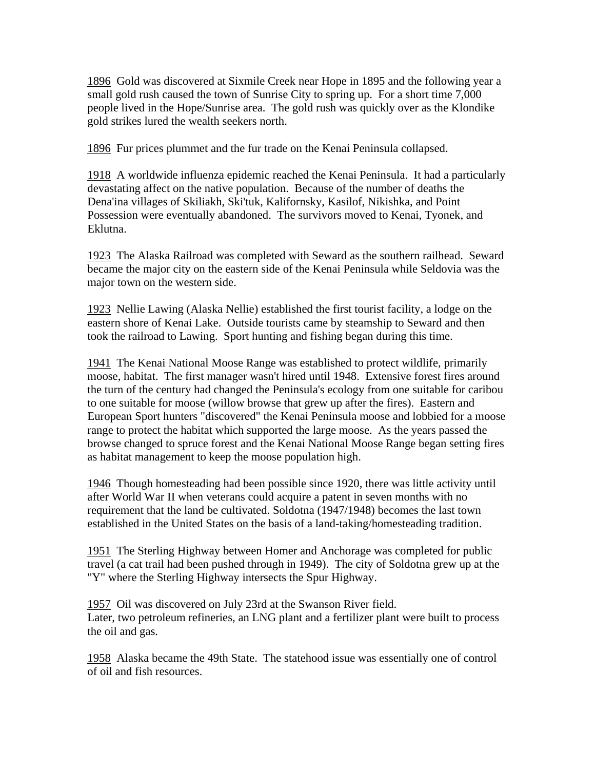<u>1896</u> Gold was discovered at Sixmile Creek near Hope in 1895 and the following year a small gold rush caused the town of Sunrise City to spring up. For a short time 7,000 people lived in the Hope/Sunrise area. The gold rush was quickly over as the Klondike gold strikes lured the wealth seekers north.

<u>1896</u> Fur prices plummet and the fur trade on the Kenai Peninsula collapsed.

<u>1918</u> A worldwide influenza epidemic reached the Kenai Peninsula. It had a particularly devastating affect on the native population. Because of the number of deaths the Dena'ina villages of Skiliakh, Ski'tuk, Kalifornsky, Kasilof, Nikishka, and Point Possession were eventually abandoned. The survivors moved to Kenai, Tyonek, and Eklutna.

<u>1923</u> The Alaska Railroad was completed with Seward as the southern railhead. Seward became the major city on the eastern side of the Kenai Peninsula while Seldovia was the major town on the western side.

<u>1923</u> Nellie Lawing (Alaska Nellie) established the first tourist facility, a lodge on the eastern shore of Kenai Lake. Outside tourists came by steamship to Seward and then took the railroad to Lawing. Sport hunting and fishing began during this time.

<u>1941</u> The Kenai National Moose Range was established to protect wildlife, primarily moose, habitat. The first manager wasn't hired until 1948. Extensive forest fires around the turn of the century had changed the Peninsula's ecology from one suitable for caribou to one suitable for moose (willow browse that grew up after the fires). Eastern and European Sport hunters "discovered" the Kenai Peninsula moose and lobbied for a moose range to protect the habitat which supported the large moose. As the years passed the browse changed to spruce forest and the Kenai National Moose Range began setting fires as habitat management to keep the moose population high.

<u>1946</u> Though homesteading had been possible since 1920, there was little activity until after World War II when veterans could acquire a patent in seven months with no requirement that the land be cultivated. Soldotna (1947/1948) becomes the last town established in the United States on the basis of a land-taking/homesteading tradition.

<u>1951</u> The Sterling Highway between Homer and Anchorage was completed for public travel (a cat trail had been pushed through in 1949). The city of Soldotna grew up at the "Y" where the Sterling Highway intersects the Spur Highway.

<u>1957</u> Oil was discovered on July 23rd at the Swanson River field.
Later, two petroleum refineries, an LNG plant and a fertilizer plant were built to process the oil and gas.

<u>1958</u> Alaska became the 49th State. The statehood issue was essentially one of control of oil and fish resources.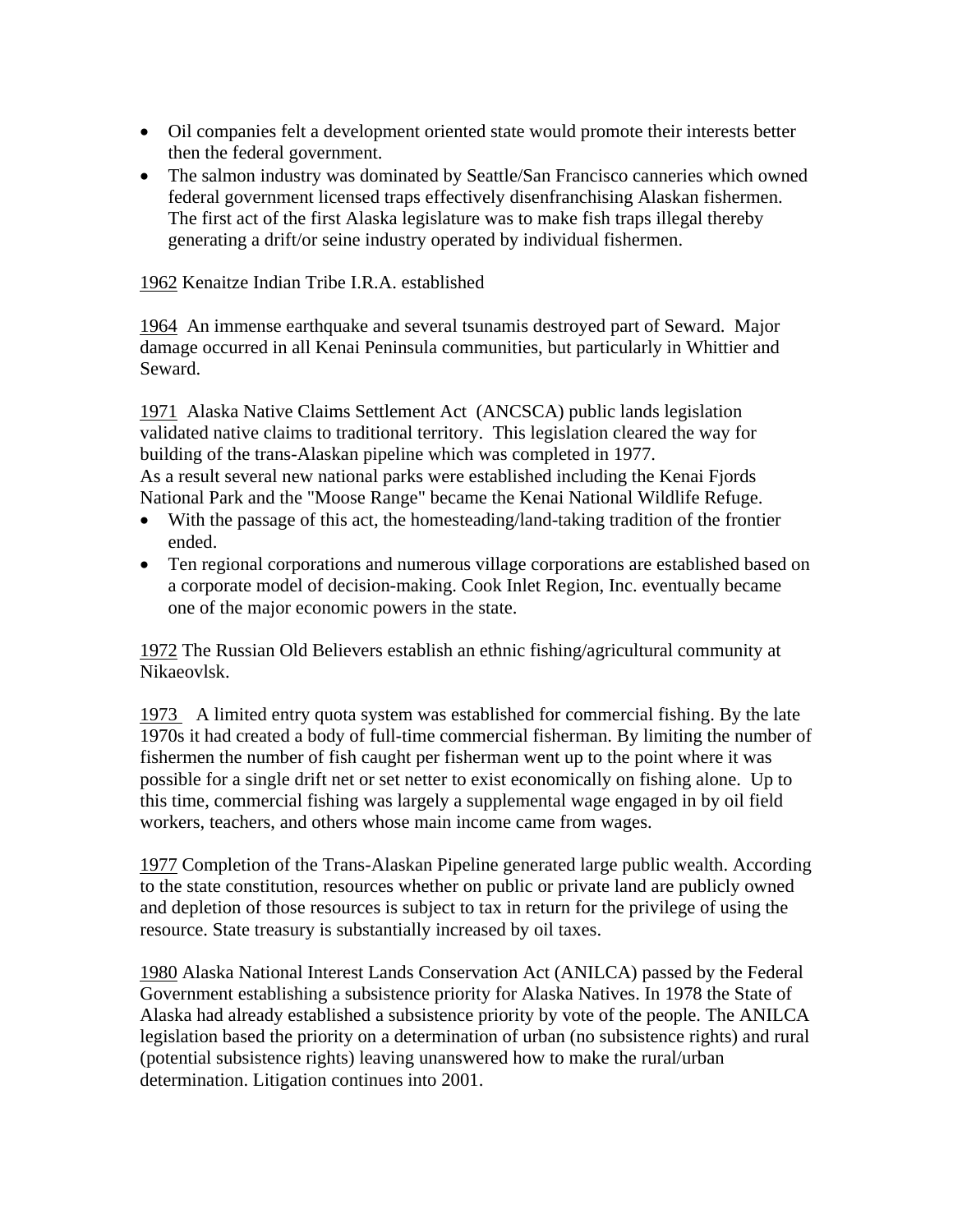- Oil companies felt a development oriented state would promote their interests better then the federal government.
- The salmon industry was dominated by Seattle/San Francisco canneries which owned federal government licensed traps effectively disenfranchising Alaskan fishermen. The first act of the first Alaska legislature was to make fish traps illegal thereby generating a drift/or seine industry operated by individual fishermen.

1962 Kenaitze Indian Tribe I.R.A. established

1964 An immense earthquake and several tsunamis destroyed part of Seward. Major damage occurred in all Kenai Peninsula communities, but particularly in Whittier and Seward.

1971 Alaska Native Claims Settlement Act (ANCSCA) public lands legislation validated native claims to traditional territory. This legislation cleared the way for building of the trans-Alaskan pipeline which was completed in 1977.
As a result several new national parks were established including the Kenai Fjords National Park and the "Moose Range" became the Kenai National Wildlife Refuge.

- With the passage of this act, the homesteading/land-taking tradition of the frontier ended.
- Ten regional corporations and numerous village corporations are established based on a corporate model of decision-making. Cook Inlet Region, Inc. eventually became one of the major economic powers in the state.

1972 The Russian Old Believers establish an ethnic fishing/agricultural community at Nikaeovlsk.

1973 A limited entry quota system was established for commercial fishing. By the late 1970s it had created a body of full-time commercial fisherman. By limiting the number of fishermen the number of fish caught per fisherman went up to the point where it was possible for a single drift net or set netter to exist economically on fishing alone. Up to this time, commercial fishing was largely a supplemental wage engaged in by oil field workers, teachers, and others whose main income came from wages.

1977 Completion of the Trans-Alaskan Pipeline generated large public wealth. According to the state constitution, resources whether on public or private land are publicly owned and depletion of those resources is subject to tax in return for the privilege of using the resource. State treasury is substantially increased by oil taxes.

1980 Alaska National Interest Lands Conservation Act (ANILCA) passed by the Federal Government establishing a subsistence priority for Alaska Natives. In 1978 the State of Alaska had already established a subsistence priority by vote of the people. The ANILCA legislation based the priority on a determination of urban (no subsistence rights) and rural (potential subsistence rights) leaving unanswered how to make the rural/urban determination. Litigation continues into 2001.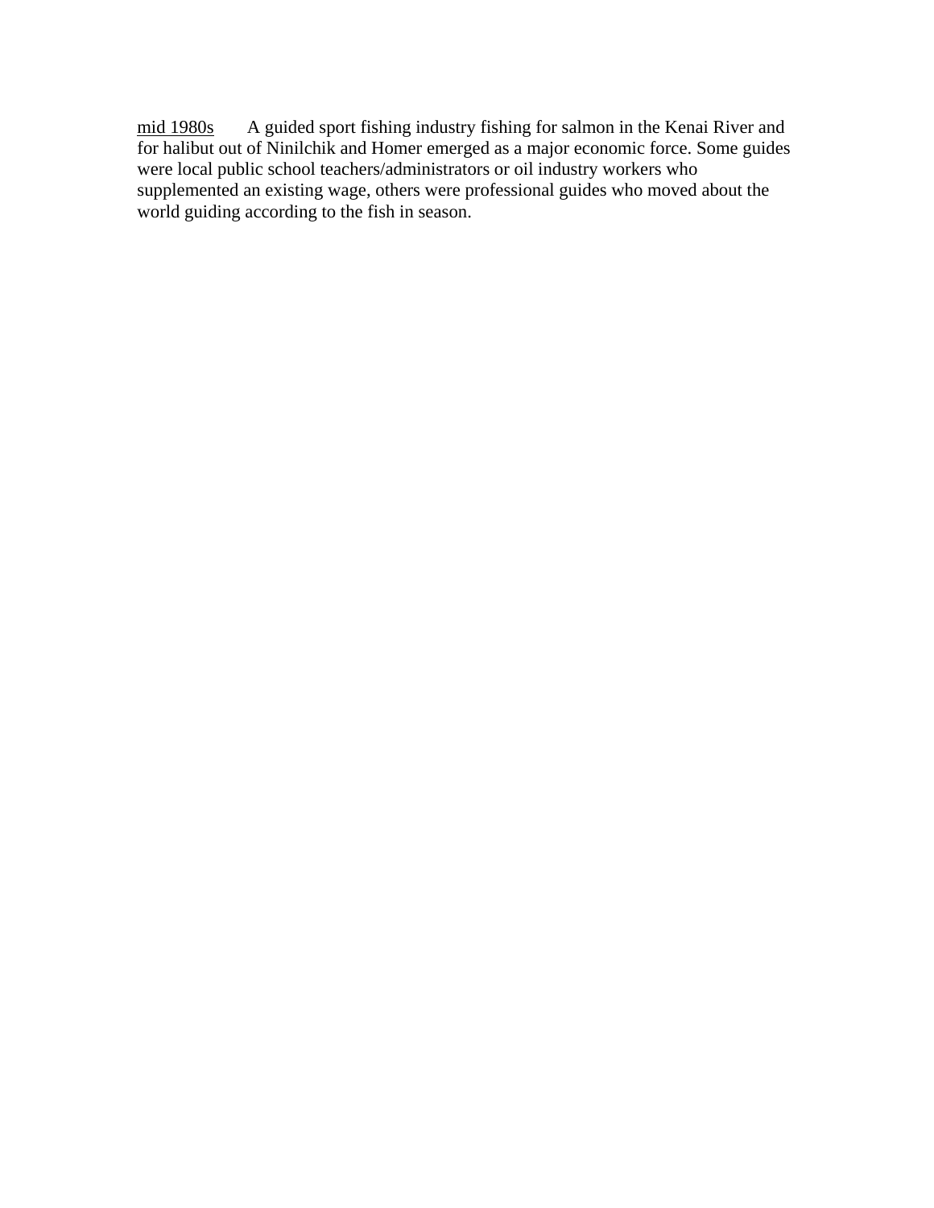<u>mid 1980s</u> A guided sport fishing industry fishing for salmon in the Kenai River and for halibut out of Ninilchik and Homer emerged as a major economic force. Some guides were local public school teachers/administrators or oil industry workers who supplemented an existing wage, others were professional guides who moved about the world guiding according to the fish in season.